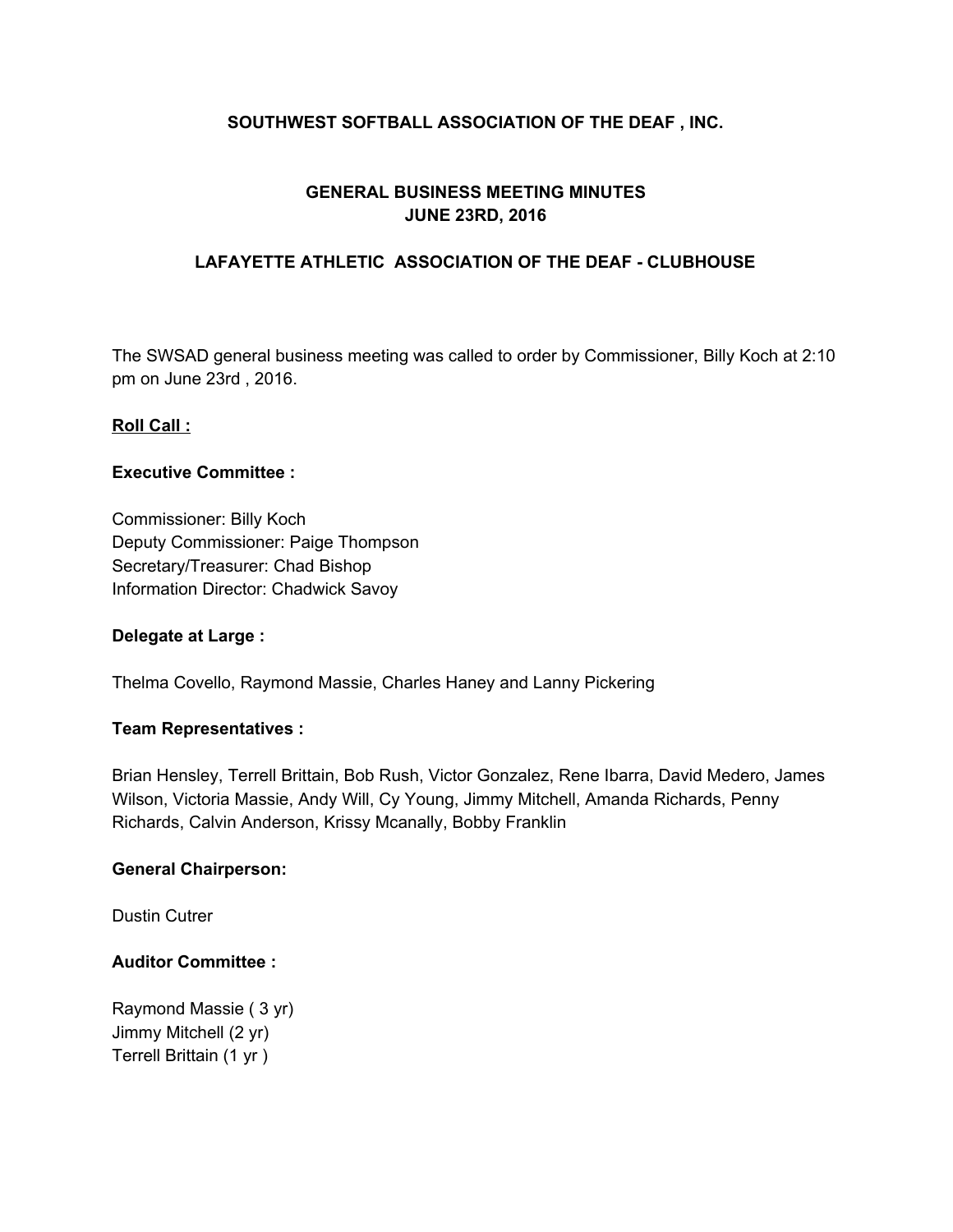# SOUTHWEST SOFTBALL ASSOCIATION OF THE DEAF , INC.

## GENERAL BUSINESS MEETING MINUTES
## JUNE 23RD, 2016

## LAFAYETTE ATHLETIC ASSOCIATION OF THE DEAF - CLUBHOUSE

The SWSAD general business meeting was called to order by Commissioner, Billy Koch at 2:10 pm on June 23rd , 2016.

**Roll Call :**

**Executive Committee :**

Commissioner: Billy Koch
Deputy Commissioner: Paige Thompson
Secretary/Treasurer: Chad Bishop
Information Director: Chadwick Savoy

**Delegate at Large :**

Thelma Covello, Raymond Massie, Charles Haney and Lanny Pickering

**Team Representatives :**

Brian Hensley, Terrell Brittain, Bob Rush, Victor Gonzalez, Rene Ibarra, David Medero, James Wilson, Victoria Massie, Andy Will, Cy Young, Jimmy Mitchell, Amanda Richards, Penny Richards, Calvin Anderson, Krissy Mcanally, Bobby Franklin

**General Chairperson:**

Dustin Cutrer

**Auditor Committee :**

Raymond Massie ( 3 yr)
Jimmy Mitchell (2 yr)
Terrell Brittain (1 yr )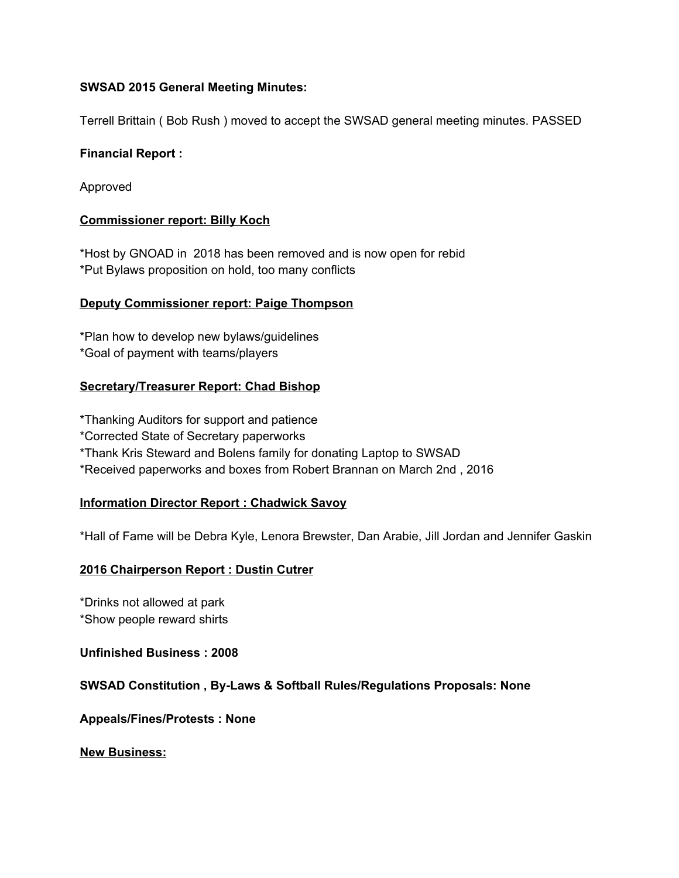**SWSAD 2015 General Meeting Minutes:**

Terrell Brittain ( Bob Rush ) moved to accept the SWSAD general meeting minutes. PASSED

**Financial Report :**

Approved

**Commissioner report: Billy Koch**

*Host by GNOAD in 2018 has been removed and is now open for rebid
*Put Bylaws proposition on hold, too many conflicts

**Deputy Commissioner report: Paige Thompson**

*Plan how to develop new bylaws/guidelines
*Goal of payment with teams/players

**Secretary/Treasurer Report: Chad Bishop**

*Thanking Auditors for support and patience
*Corrected State of Secretary paperworks
*Thank Kris Steward and Bolens family for donating Laptop to SWSAD
*Received paperworks and boxes from Robert Brannan on March 2nd , 2016

**Information Director Report : Chadwick Savoy**

*Hall of Fame will be Debra Kyle, Lenora Brewster, Dan Arabie, Jill Jordan and Jennifer Gaskin

**2016 Chairperson Report : Dustin Cutrer**

*Drinks not allowed at park
*Show people reward shirts

**Unfinished Business : 2008**

**SWSAD Constitution , By-Laws & Softball Rules/Regulations Proposals: None**

**Appeals/Fines/Protests : None**

**New Business:**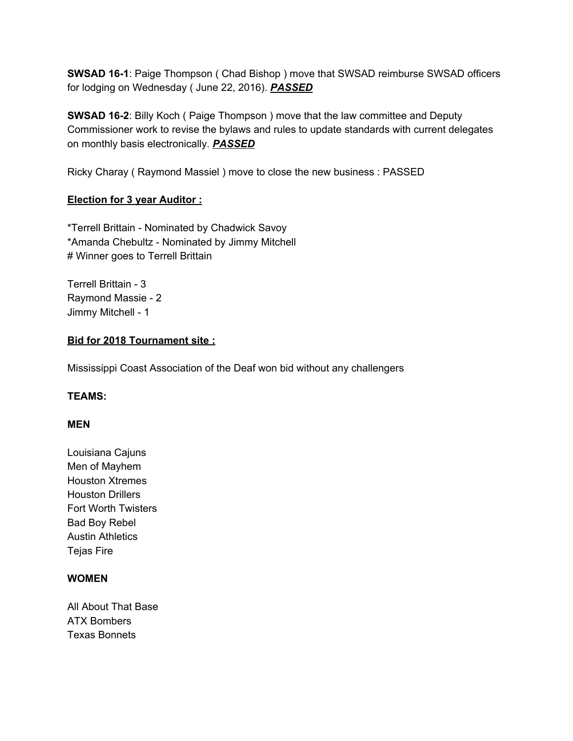**SWSAD 16-1**: Paige Thompson ( Chad Bishop ) move that SWSAD reimburse SWSAD officers for lodging on Wednesday ( June 22, 2016). ***PASSED***

**SWSAD 16-2**: Billy Koch ( Paige Thompson ) move that the law committee and Deputy Commissioner work to revise the bylaws and rules to update standards with current delegates on monthly basis electronically. ***PASSED***

Ricky Charay ( Raymond Massiel ) move to close the new business : PASSED

**Election for 3 year Auditor :**

*Terrell Brittain - Nominated by Chadwick Savoy
*Amanda Chebultz - Nominated by Jimmy Mitchell
# Winner goes to Terrell Brittain

Terrell Brittain - 3
Raymond Massie - 2
Jimmy Mitchell - 1

**Bid for 2018 Tournament site :**

Mississippi Coast Association of the Deaf won bid without any challengers

**TEAMS:**

**MEN**

Louisiana Cajuns
Men of Mayhem
Houston Xtremes
Houston Drillers
Fort Worth Twisters
Bad Boy Rebel
Austin Athletics
Tejas Fire

**WOMEN**

All About That Base
ATX Bombers
Texas Bonnets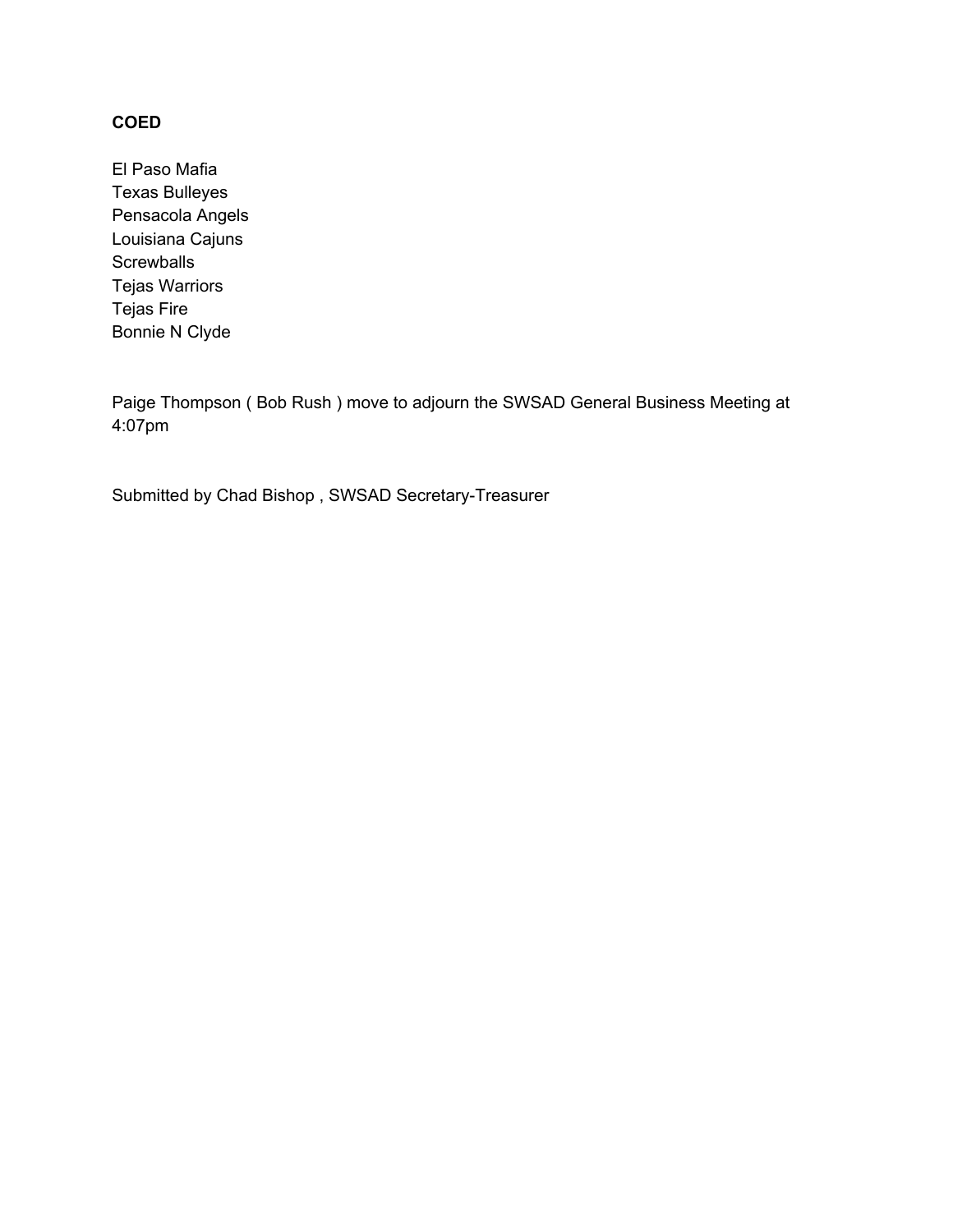**COED**

El Paso Mafia
Texas Bulleyes
Pensacola Angels
Louisiana Cajuns
Screwballs
Tejas Warriors
Tejas Fire
Bonnie N Clyde

Paige Thompson ( Bob Rush ) move to adjourn the SWSAD General Business Meeting at 4:07pm

Submitted by Chad Bishop , SWSAD Secretary-Treasurer